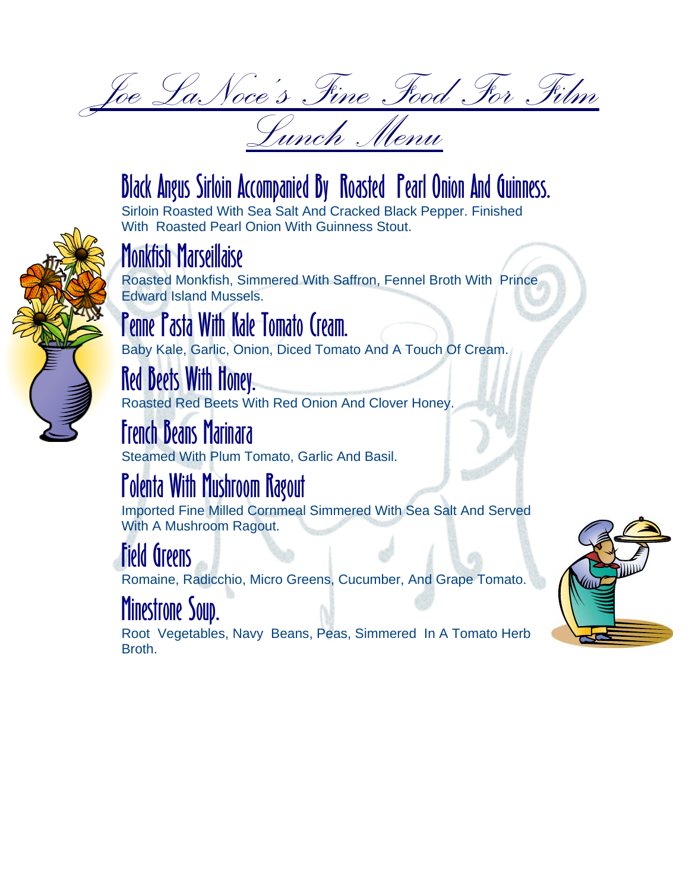# Joe LaNoce's Fine Food For Film

## Lunch Menu

### Black Angus Sirloin Accompanied By Roasted Pearl Onion And Guinness.

Sirloin Roasted With Sea Salt And Cracked Black Pepper. Finished With Roasted Pearl Onion With Guinness Stout.

### Monkfish Marseillaise

Roasted Monkfish, Simmered With Saffron, Fennel Broth With Prince Edward Island Mussels.

### Penne Pasta With Kale Tomato Cream.

Baby Kale, Garlic, Onion, Diced Tomato And A Touch Of Cream.

### Red Beets With Honey.

Roasted Red Beets With Red Onion And Clover Honey.

### French Beans Marinara

Steamed With Plum Tomato, Garlic And Basil.

### Polenta With Mushroom Ragout

Imported Fine Milled Cornmeal Simmered With Sea Salt And Served With A Mushroom Ragout.

### Field Greens

Romaine, Radicchio, Micro Greens, Cucumber, And Grape Tomato.

### Minestrone Soup.

Root Vegetables, Navy Beans, Peas, Simmered In A Tomato Herb Broth.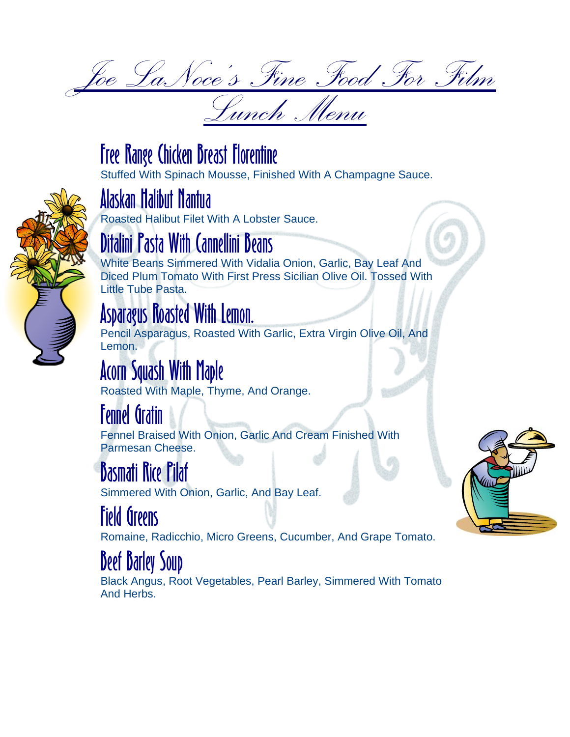# Joe LaNoce's Fine Food For Film

## Lunch Menu

### Free Range Chicken Breast Florentine
Stuffed With Spinach Mousse, Finished With A Champagne Sauce.

### Alaskan Halibut Nantua
Roasted Halibut Filet With A Lobster Sauce.

### Ditalini Pasta With Cannellini Beans
White Beans Simmered With Vidalia Onion, Garlic, Bay Leaf And Diced Plum Tomato With First Press Sicilian Olive Oil. Tossed With Little Tube Pasta.

### Asparagus Roasted With Lemon.
Pencil Asparagus, Roasted With Garlic, Extra Virgin Olive Oil, And Lemon.

### Acorn Squash With Maple
Roasted With Maple, Thyme, And Orange.

### Fennel Gratin
Fennel Braised With Onion, Garlic And Cream Finished With Parmesan Cheese.

### Basmati Rice Pilaf
Simmered With Onion, Garlic, And Bay Leaf.

### Field Greens
Romaine, Radicchio, Micro Greens, Cucumber, And Grape Tomato.

### Beef Barley Soup
Black Angus, Root Vegetables, Pearl Barley, Simmered With Tomato And Herbs.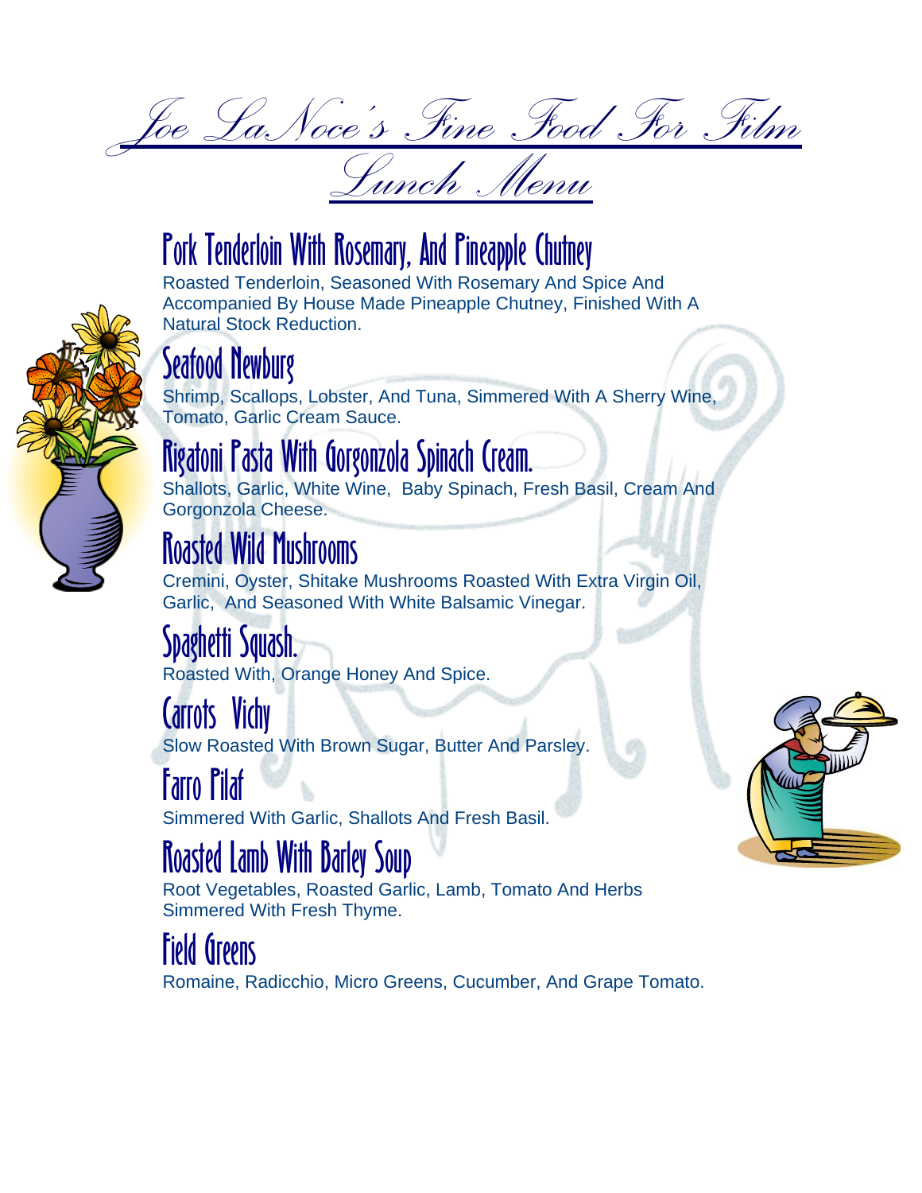# *Joe LaNoce's Fine Food For Film*

## *Lunch Menu*

### Pork Tenderloin With Rosemary, And Pineapple Chutney

Roasted Tenderloin, Seasoned With Rosemary And Spice And Accompanied By House Made Pineapple Chutney, Finished With A Natural Stock Reduction.

### Seafood Newburg

Shrimp, Scallops, Lobster, And Tuna, Simmered With A Sherry Wine, Tomato, Garlic Cream Sauce.

### Rigatoni Pasta With Gorgonzola Spinach Cream.

Shallots, Garlic, White Wine, Baby Spinach, Fresh Basil, Cream And Gorgonzola Cheese.

### Roasted Wild Mushrooms

Cremini, Oyster, Shitake Mushrooms Roasted With Extra Virgin Oil, Garlic, And Seasoned With White Balsamic Vinegar.

### Spaghetti Squash.

Roasted With, Orange Honey And Spice.

### Carrots Vichy

Slow Roasted With Brown Sugar, Butter And Parsley.

### Farro Pilaf

Simmered With Garlic, Shallots And Fresh Basil.

### Roasted Lamb With Barley Soup

Root Vegetables, Roasted Garlic, Lamb, Tomato And Herbs Simmered With Fresh Thyme.

### Field Greens

Romaine, Radicchio, Micro Greens, Cucumber, And Grape Tomato.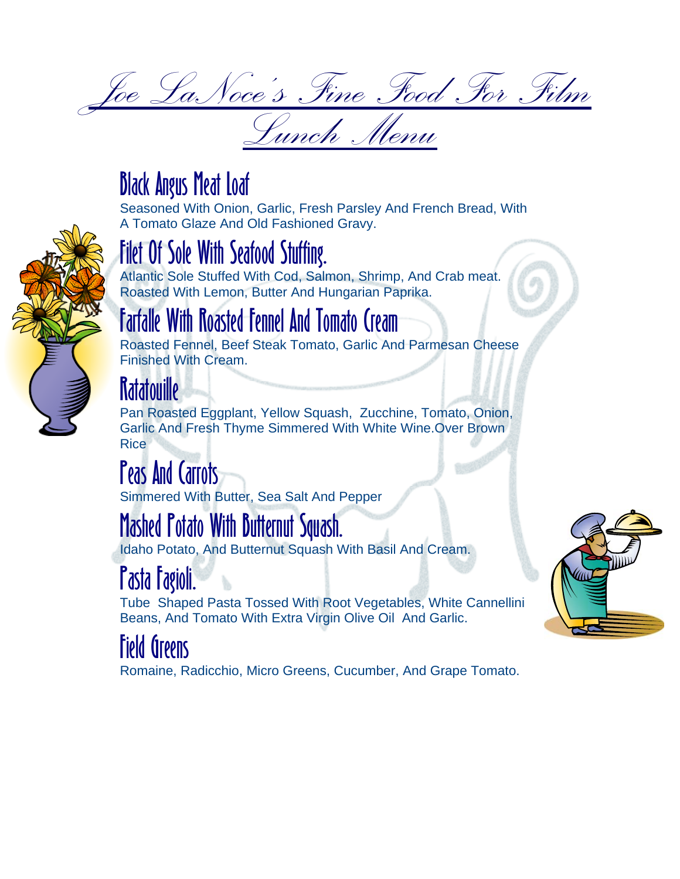# Joe LaNoce's Fine Food For Film

## Lunch Menu

### Black Angus Meat Loaf

Seasoned With Onion, Garlic, Fresh Parsley And French Bread, With A Tomato Glaze And Old Fashioned Gravy.

### Filet Of Sole With Seafood Stuffing.

Atlantic Sole Stuffed With Cod, Salmon, Shrimp, And Crab meat. Roasted With Lemon, Butter And Hungarian Paprika.

### Farfalle With Roasted Fennel And Tomato Cream

Roasted Fennel, Beef Steak Tomato, Garlic And Parmesan Cheese Finished With Cream.

### Ratatouille

Pan Roasted Eggplant, Yellow Squash, Zucchine, Tomato, Onion, Garlic And Fresh Thyme Simmered With White Wine.Over Brown Rice

### Peas And Carrots

Simmered With Butter, Sea Salt And Pepper

### Mashed Potato With Butternut Squash.

Idaho Potato, And Butternut Squash With Basil And Cream.

### Pasta Fagioli.

Tube Shaped Pasta Tossed With Root Vegetables, White Cannellini Beans, And Tomato With Extra Virgin Olive Oil And Garlic.

### Field Greens

Romaine, Radicchio, Micro Greens, Cucumber, And Grape Tomato.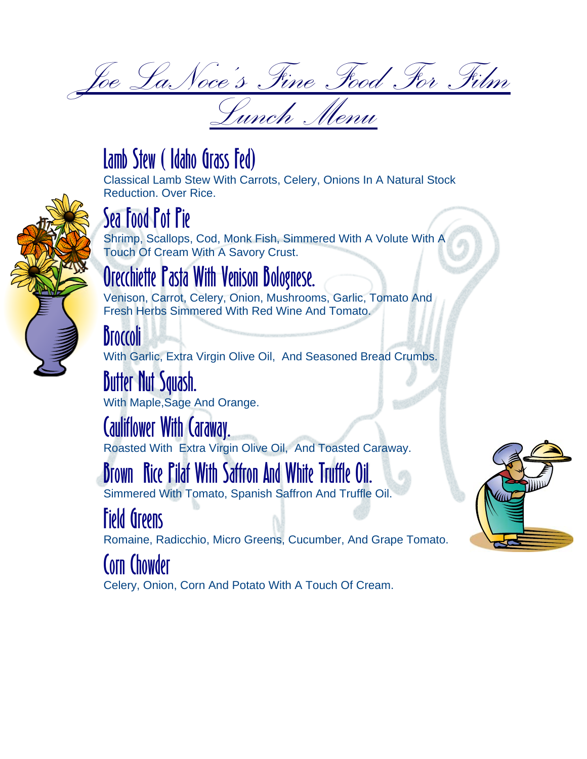# Joe LaNoce's Fine Food For Film

## Lunch Menu

### Lamb Stew ( Idaho Grass Fed)

Classical Lamb Stew With Carrots, Celery, Onions In A Natural Stock Reduction. Over Rice.

### Sea Food Pot Pie

Shrimp, Scallops, Cod, Monk Fish, Simmered With A Volute With A Touch Of Cream With A Savory Crust.

### Orecchiette Pasta With Venison Bolognese.

Venison, Carrot, Celery, Onion, Mushrooms, Garlic, Tomato And Fresh Herbs Simmered With Red Wine And Tomato.

### Broccoli

With Garlic, Extra Virgin Olive Oil, And Seasoned Bread Crumbs.

### Butter Nut Squash.

With Maple,Sage And Orange.

### Cauliflower With Caraway.

Roasted With Extra Virgin Olive Oil, And Toasted Caraway.

### Brown Rice Pilaf With Saffron And White Truffle Oil.

Simmered With Tomato, Spanish Saffron And Truffle Oil.

### Field Greens

Romaine, Radicchio, Micro Greens, Cucumber, And Grape Tomato.

### Corn Chowder

Celery, Onion, Corn And Potato With A Touch Of Cream.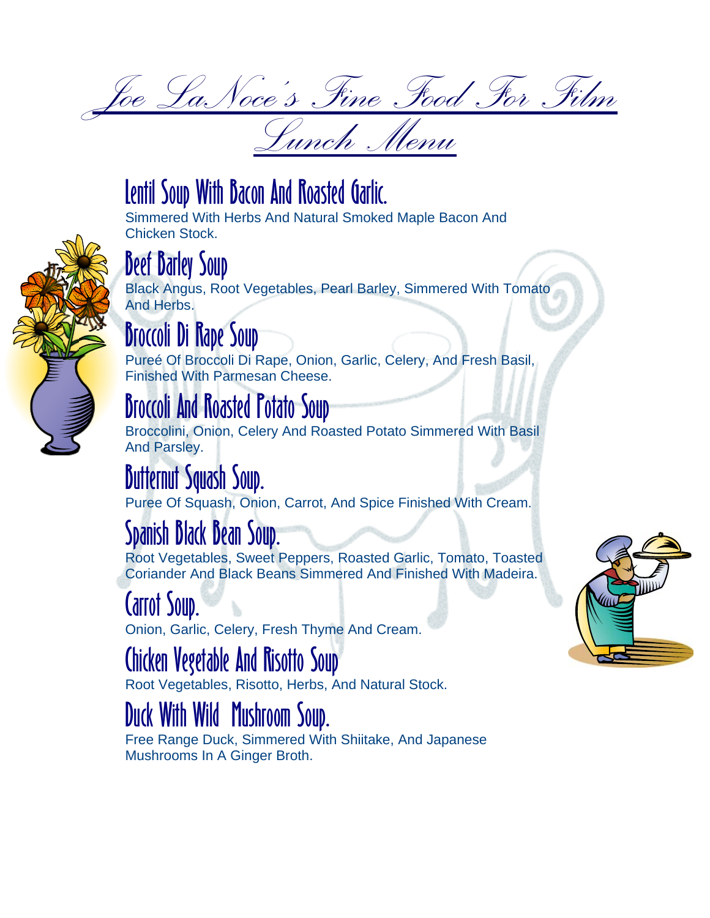# Joe LaNoce's Fine Food For Film

## Lunch Menu

### Lentil Soup With Bacon And Roasted Garlic.

Simmered With Herbs And Natural Smoked Maple Bacon And Chicken Stock.

### Beef Barley Soup

Black Angus, Root Vegetables, Pearl Barley, Simmered With Tomato And Herbs.

### Broccoli Di Rape Soup

Pureé Of Broccoli Di Rape, Onion, Garlic, Celery, And Fresh Basil, Finished With Parmesan Cheese.

### Broccoli And Roasted Potato Soup

Broccolini, Onion, Celery And Roasted Potato Simmered With Basil And Parsley.

### Butternut Squash Soup.

Puree Of Squash, Onion, Carrot, And Spice Finished With Cream.

### Spanish Black Bean Soup.

Root Vegetables, Sweet Peppers, Roasted Garlic, Tomato, Toasted Coriander And Black Beans Simmered And Finished With Madeira.

### Carrot Soup.

Onion, Garlic, Celery, Fresh Thyme And Cream.

### Chicken Vegetable And Risotto Soup

Root Vegetables, Risotto, Herbs, And Natural Stock.

### Duck With Wild Mushroom Soup.

Free Range Duck, Simmered With Shiitake, And Japanese Mushrooms In A Ginger Broth.